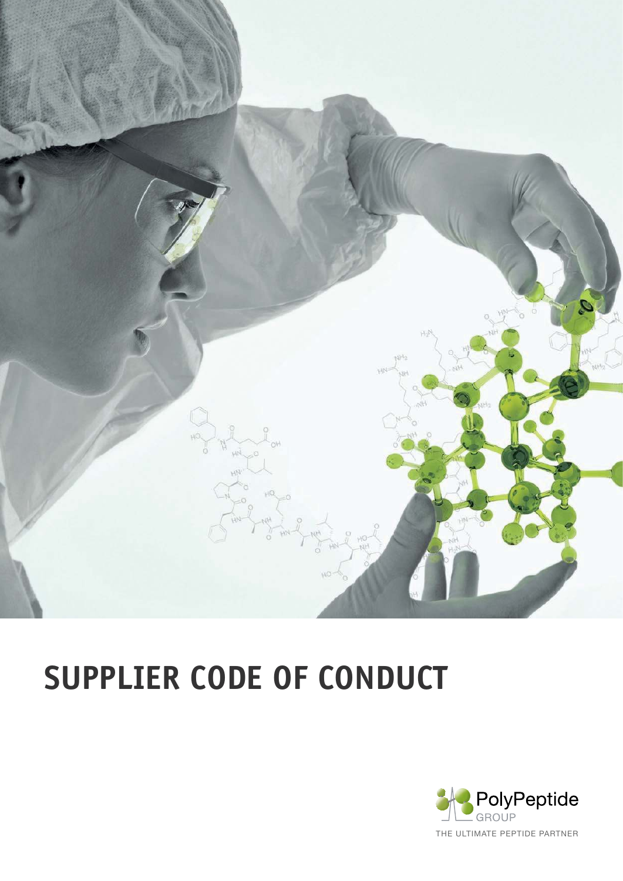# SUPPLIER CODE OF CONDUCT

PolyPeptide
GROUP

THE ULTIMATE PEPTIDE PARTNER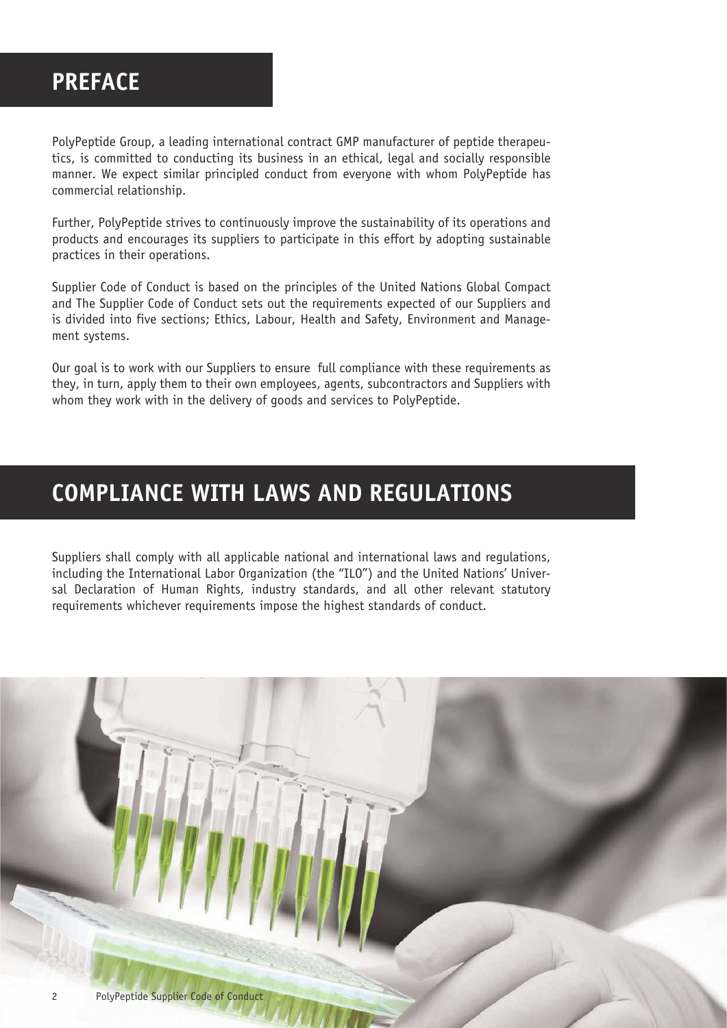# PREFACE

PolyPeptide Group, a leading international contract GMP manufacturer of peptide therapeutics, is committed to conducting its business in an ethical, legal and socially responsible manner. We expect similar principled conduct from everyone with whom PolyPeptide has commercial relationship.

Further, PolyPeptide strives to continuously improve the sustainability of its operations and products and encourages its suppliers to participate in this effort by adopting sustainable practices in their operations.

Supplier Code of Conduct is based on the principles of the United Nations Global Compact and The Supplier Code of Conduct sets out the requirements expected of our Suppliers and is divided into five sections; Ethics, Labour, Health and Safety, Environment and Management systems.

Our goal is to work with our Suppliers to ensure full compliance with these requirements as they, in turn, apply them to their own employees, agents, subcontractors and Suppliers with whom they work with in the delivery of goods and services to PolyPeptide.

# COMPLIANCE WITH LAWS AND REGULATIONS

Suppliers shall comply with all applicable national and international laws and regulations, including the International Labor Organization (the "ILO") and the United Nations' Universal Declaration of Human Rights, industry standards, and all other relevant statutory requirements whichever requirements impose the highest standards of conduct.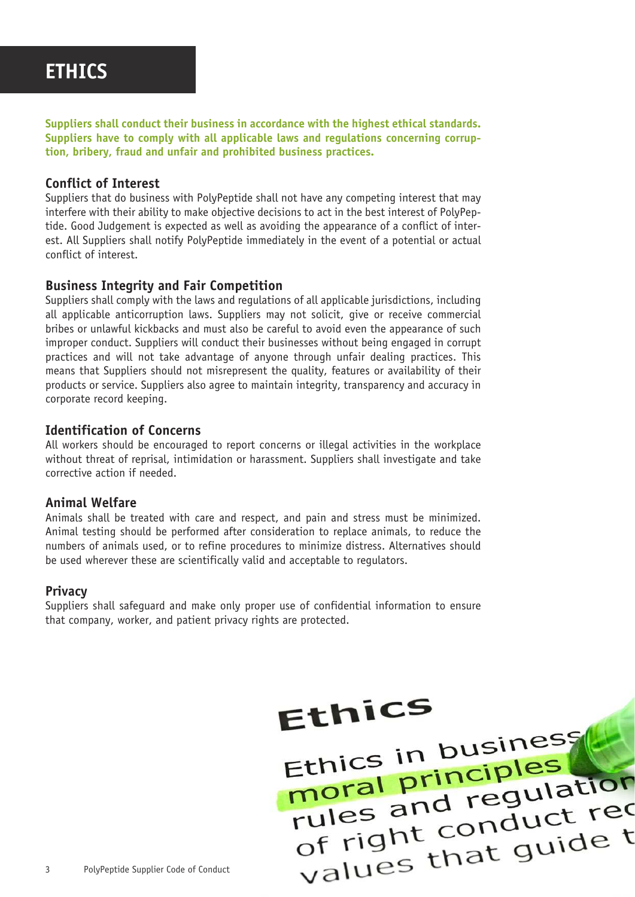# ETHICS

**Suppliers shall conduct their business in accordance with the highest ethical standards. Suppliers have to comply with all applicable laws and regulations concerning corruption, bribery, fraud and unfair and prohibited business practices.**

## Conflict of Interest

Suppliers that do business with PolyPeptide shall not have any competing interest that may interfere with their ability to make objective decisions to act in the best interest of PolyPeptide. Good Judgement is expected as well as avoiding the appearance of a conflict of interest. All Suppliers shall notify PolyPeptide immediately in the event of a potential or actual conflict of interest.

## Business Integrity and Fair Competition

Suppliers shall comply with the laws and regulations of all applicable jurisdictions, including all applicable anticorruption laws. Suppliers may not solicit, give or receive commercial bribes or unlawful kickbacks and must also be careful to avoid even the appearance of such improper conduct. Suppliers will conduct their businesses without being engaged in corrupt practices and will not take advantage of anyone through unfair dealing practices. This means that Suppliers should not misrepresent the quality, features or availability of their products or service. Suppliers also agree to maintain integrity, transparency and accuracy in corporate record keeping.

## Identification of Concerns

All workers should be encouraged to report concerns or illegal activities in the workplace without threat of reprisal, intimidation or harassment. Suppliers shall investigate and take corrective action if needed.

## Animal Welfare

Animals shall be treated with care and respect, and pain and stress must be minimized. Animal testing should be performed after consideration to replace animals, to reduce the numbers of animals used, or to refine procedures to minimize distress. Alternatives should be used wherever these are scientifically valid and acceptable to regulators.

## Privacy

Suppliers shall safeguard and make only proper use of confidential information to ensure that company, worker, and patient privacy rights are protected.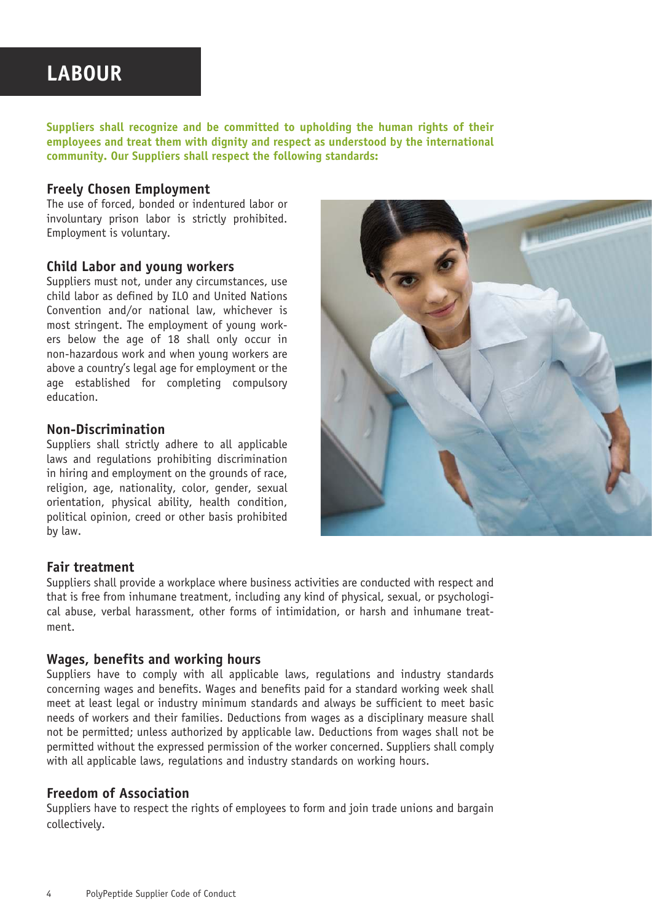# LABOUR

**Suppliers shall recognize and be committed to upholding the human rights of their employees and treat them with dignity and respect as understood by the international community. Our Suppliers shall respect the following standards:**

## Freely Chosen Employment

The use of forced, bonded or indentured labor or involuntary prison labor is strictly prohibited. Employment is voluntary.

## Child Labor and young workers

Suppliers must not, under any circumstances, use child labor as defined by ILO and United Nations Convention and/or national law, whichever is most stringent. The employment of young workers below the age of 18 shall only occur in non-hazardous work and when young workers are above a country's legal age for employment or the age established for completing compulsory education.

## Non-Discrimination

Suppliers shall strictly adhere to all applicable laws and regulations prohibiting discrimination in hiring and employment on the grounds of race, religion, age, nationality, color, gender, sexual orientation, physical ability, health condition, political opinion, creed or other basis prohibited by law.

## Fair treatment

Suppliers shall provide a workplace where business activities are conducted with respect and that is free from inhumane treatment, including any kind of physical, sexual, or psychological abuse, verbal harassment, other forms of intimidation, or harsh and inhumane treatment.

## Wages, benefits and working hours

Suppliers have to comply with all applicable laws, regulations and industry standards concerning wages and benefits. Wages and benefits paid for a standard working week shall meet at least legal or industry minimum standards and always be sufficient to meet basic needs of workers and their families. Deductions from wages as a disciplinary measure shall not be permitted; unless authorized by applicable law. Deductions from wages shall not be permitted without the expressed permission of the worker concerned. Suppliers shall comply with all applicable laws, regulations and industry standards on working hours.

## Freedom of Association

Suppliers have to respect the rights of employees to form and join trade unions and bargain collectively.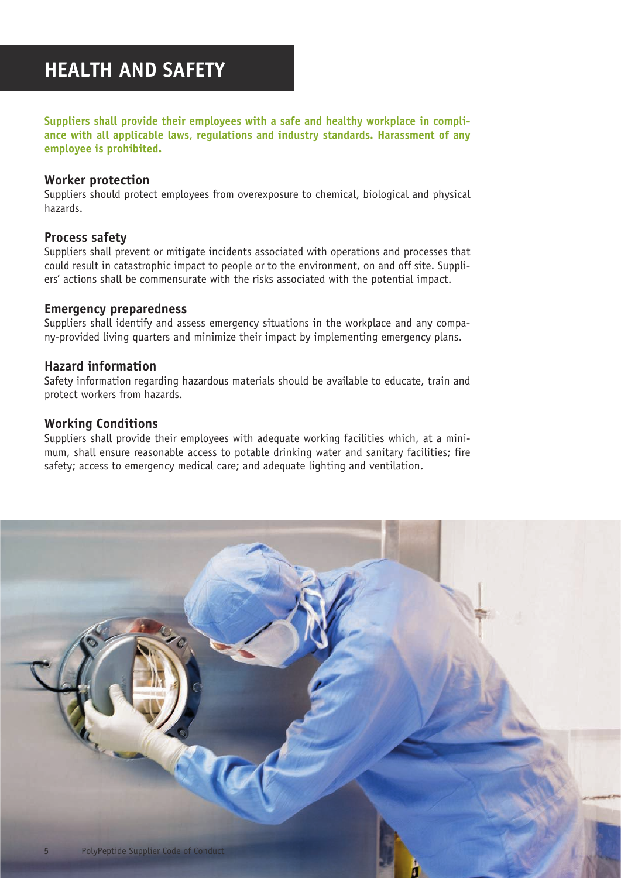# HEALTH AND SAFETY

**Suppliers shall provide their employees with a safe and healthy workplace in compliance with all applicable laws, regulations and industry standards. Harassment of any employee is prohibited.**

## Worker protection

Suppliers should protect employees from overexposure to chemical, biological and physical hazards.

## Process safety

Suppliers shall prevent or mitigate incidents associated with operations and processes that could result in catastrophic impact to people or to the environment, on and off site. Suppliers' actions shall be commensurate with the risks associated with the potential impact.

## Emergency preparedness

Suppliers shall identify and assess emergency situations in the workplace and any company-provided living quarters and minimize their impact by implementing emergency plans.

## Hazard information

Safety information regarding hazardous materials should be available to educate, train and protect workers from hazards.

## Working Conditions

Suppliers shall provide their employees with adequate working facilities which, at a minimum, shall ensure reasonable access to potable drinking water and sanitary facilities; fire safety; access to emergency medical care; and adequate lighting and ventilation.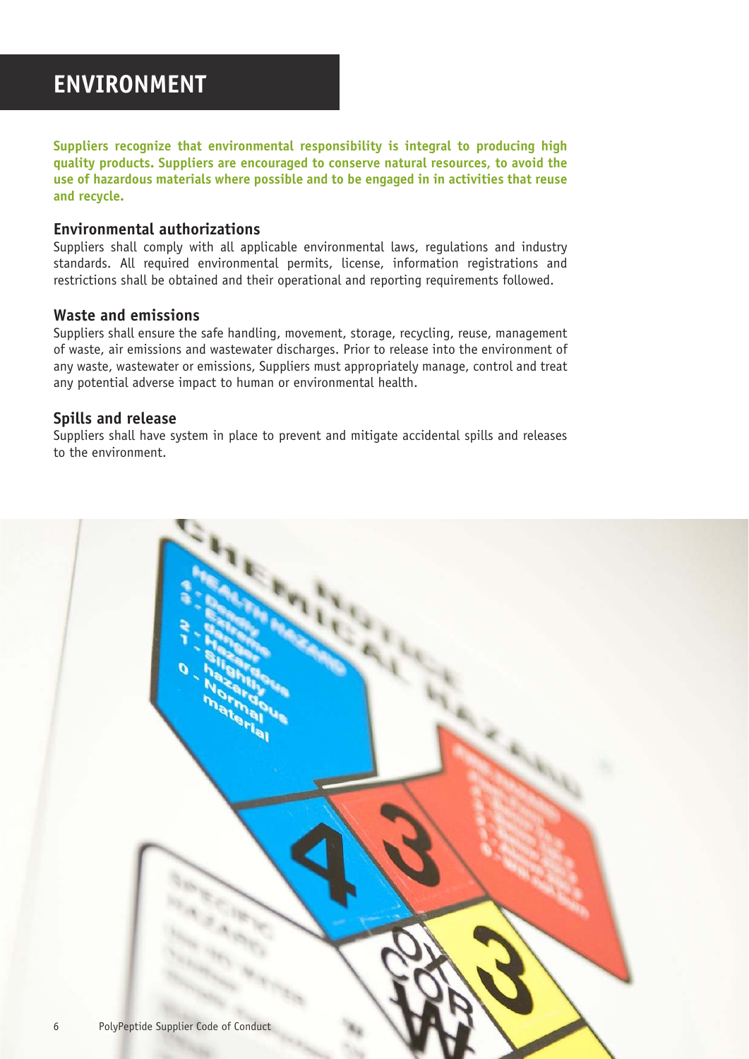# ENVIRONMENT

**Suppliers recognize that environmental responsibility is integral to producing high quality products. Suppliers are encouraged to conserve natural resources, to avoid the use of hazardous materials where possible and to be engaged in in activities that reuse and recycle.**

## Environmental authorizations

Suppliers shall comply with all applicable environmental laws, regulations and industry standards. All required environmental permits, license, information registrations and restrictions shall be obtained and their operational and reporting requirements followed.

## Waste and emissions

Suppliers shall ensure the safe handling, movement, storage, recycling, reuse, management of waste, air emissions and wastewater discharges. Prior to release into the environment of any waste, wastewater or emissions, Suppliers must appropriately manage, control and treat any potential adverse impact to human or environmental health.

## Spills and release

Suppliers shall have system in place to prevent and mitigate accidental spills and releases to the environment.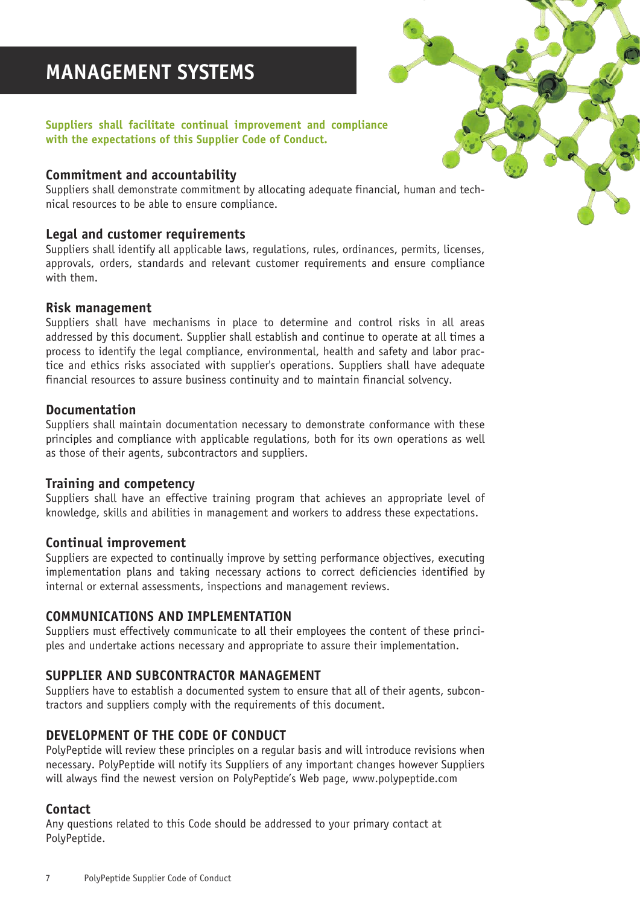# MANAGEMENT SYSTEMS

**Suppliers shall facilitate continual improvement and compliance with the expectations of this Supplier Code of Conduct.**

### Commitment and accountability

Suppliers shall demonstrate commitment by allocating adequate financial, human and technical resources to be able to ensure compliance.

### Legal and customer requirements

Suppliers shall identify all applicable laws, regulations, rules, ordinances, permits, licenses, approvals, orders, standards and relevant customer requirements and ensure compliance with them.

### Risk management

Suppliers shall have mechanisms in place to determine and control risks in all areas addressed by this document. Supplier shall establish and continue to operate at all times a process to identify the legal compliance, environmental, health and safety and labor practice and ethics risks associated with supplier's operations. Suppliers shall have adequate financial resources to assure business continuity and to maintain financial solvency.

### Documentation

Suppliers shall maintain documentation necessary to demonstrate conformance with these principles and compliance with applicable regulations, both for its own operations as well as those of their agents, subcontractors and suppliers.

### Training and competency

Suppliers shall have an effective training program that achieves an appropriate level of knowledge, skills and abilities in management and workers to address these expectations.

### Continual improvement

Suppliers are expected to continually improve by setting performance objectives, executing implementation plans and taking necessary actions to correct deficiencies identified by internal or external assessments, inspections and management reviews.

## COMMUNICATIONS AND IMPLEMENTATION

Suppliers must effectively communicate to all their employees the content of these principles and undertake actions necessary and appropriate to assure their implementation.

## SUPPLIER AND SUBCONTRACTOR MANAGEMENT

Suppliers have to establish a documented system to ensure that all of their agents, subcontractors and suppliers comply with the requirements of this document.

## DEVELOPMENT OF THE CODE OF CONDUCT

PolyPeptide will review these principles on a regular basis and will introduce revisions when necessary. PolyPeptide will notify its Suppliers of any important changes however Suppliers will always find the newest version on PolyPeptide's Web page, www.polypeptide.com

### Contact

Any questions related to this Code should be addressed to your primary contact at PolyPeptide.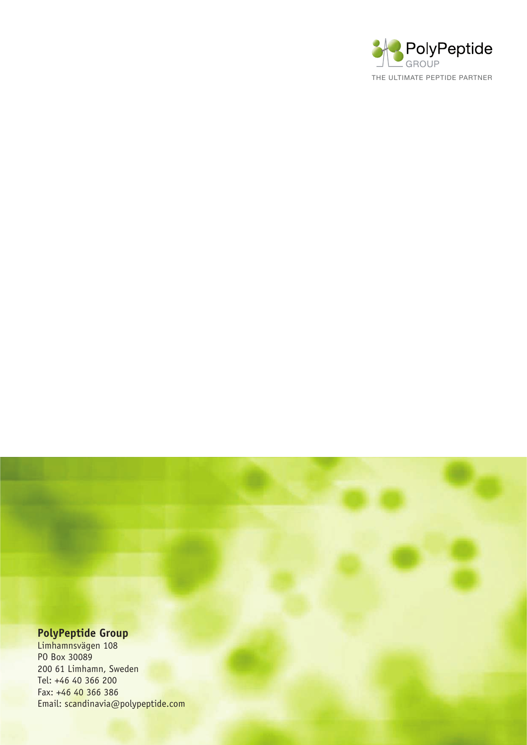PolyPeptide
GROUP
THE ULTIMATE PEPTIDE PARTNER

**PolyPeptide Group**
Limhamnsvägen 108
PO Box 30089
200 61 Limhamn, Sweden
Tel: +46 40 366 200
Fax: +46 40 366 386
Email: scandinavia@polypeptide.com